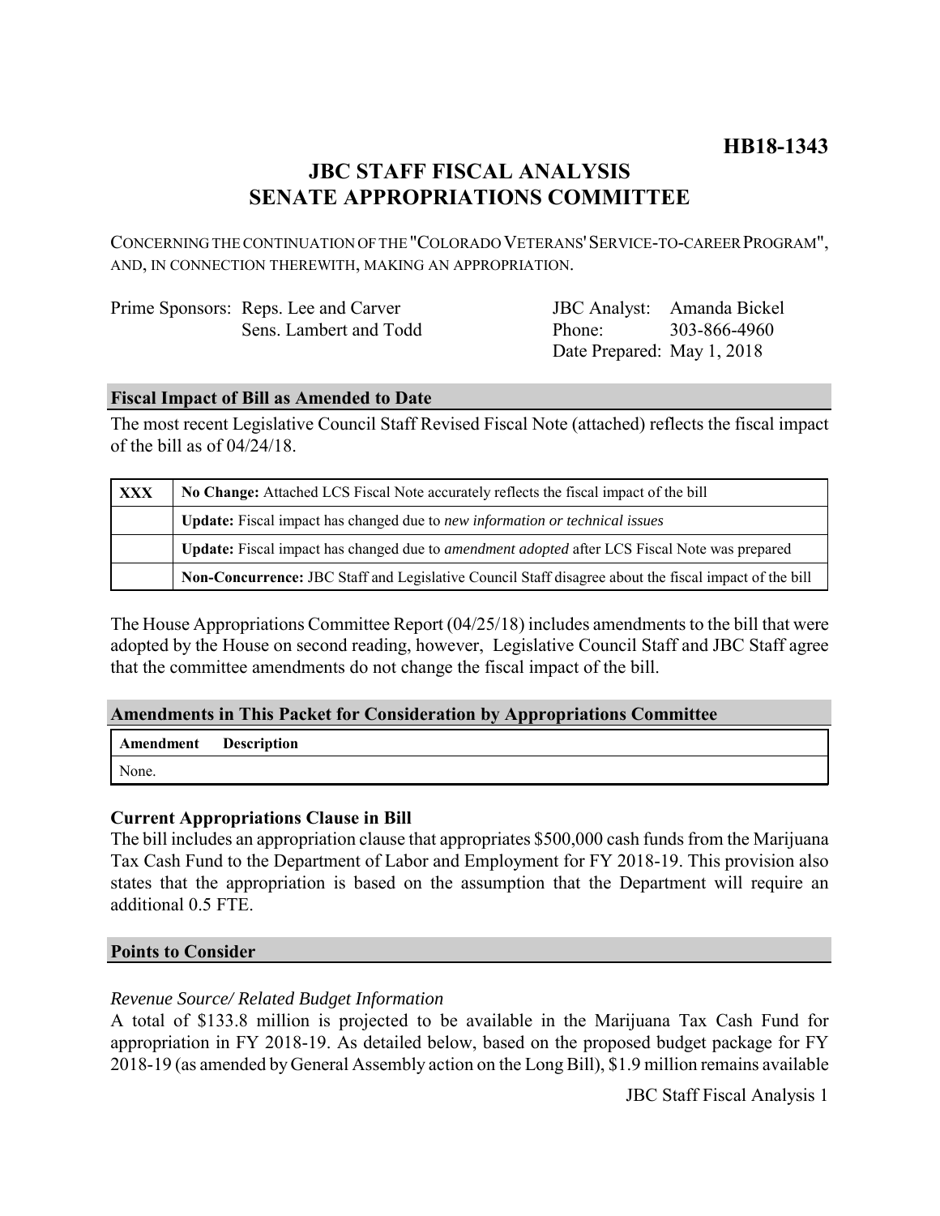**HB18-1343**

# JBC STAFF FISCAL ANALYSIS
# SENATE APPROPRIATIONS COMMITTEE

CONCERNING THE CONTINUATION OF THE "COLORADO VETERANS' SERVICE-TO-CAREER PROGRAM", AND, IN CONNECTION THEREWITH, MAKING AN APPROPRIATION.

| | | | |
|---|---|---|---|
| Prime Sponsors: | Reps. Lee and Carver | JBC Analyst: | Amanda Bickel |
| | Sens. Lambert and Todd | Phone: | 303-866-4960 |
| | | Date Prepared: | May 1, 2018 |

## Fiscal Impact of Bill as Amended to Date

The most recent Legislative Council Staff Revised Fiscal Note (attached) reflects the fiscal impact of the bill as of 04/24/18.

| | |
|---|---|
| XXX | **No Change:** Attached LCS Fiscal Note accurately reflects the fiscal impact of the bill |
| | **Update:** Fiscal impact has changed due to *new information or technical issues* |
| | **Update:** Fiscal impact has changed due to *amendment adopted* after LCS Fiscal Note was prepared |
| | **Non-Concurrence:** JBC Staff and Legislative Council Staff disagree about the fiscal impact of the bill |

The House Appropriations Committee Report (04/25/18) includes amendments to the bill that were adopted by the House on second reading, however, Legislative Council Staff and JBC Staff agree that the committee amendments do not change the fiscal impact of the bill.

## Amendments in This Packet for Consideration by Appropriations Committee

| Amendment | Description |
|---|---|
| None. | |

### Current Appropriations Clause in Bill

The bill includes an appropriation clause that appropriates $500,000 cash funds from the Marijuana Tax Cash Fund to the Department of Labor and Employment for FY 2018-19. This provision also states that the appropriation is based on the assumption that the Department will require an additional 0.5 FTE.

## Points to Consider

*Revenue Source/ Related Budget Information*

A total of $133.8 million is projected to be available in the Marijuana Tax Cash Fund for appropriation in FY 2018-19. As detailed below, based on the proposed budget package for FY 2018-19 (as amended by General Assembly action on the Long Bill), $1.9 million remains available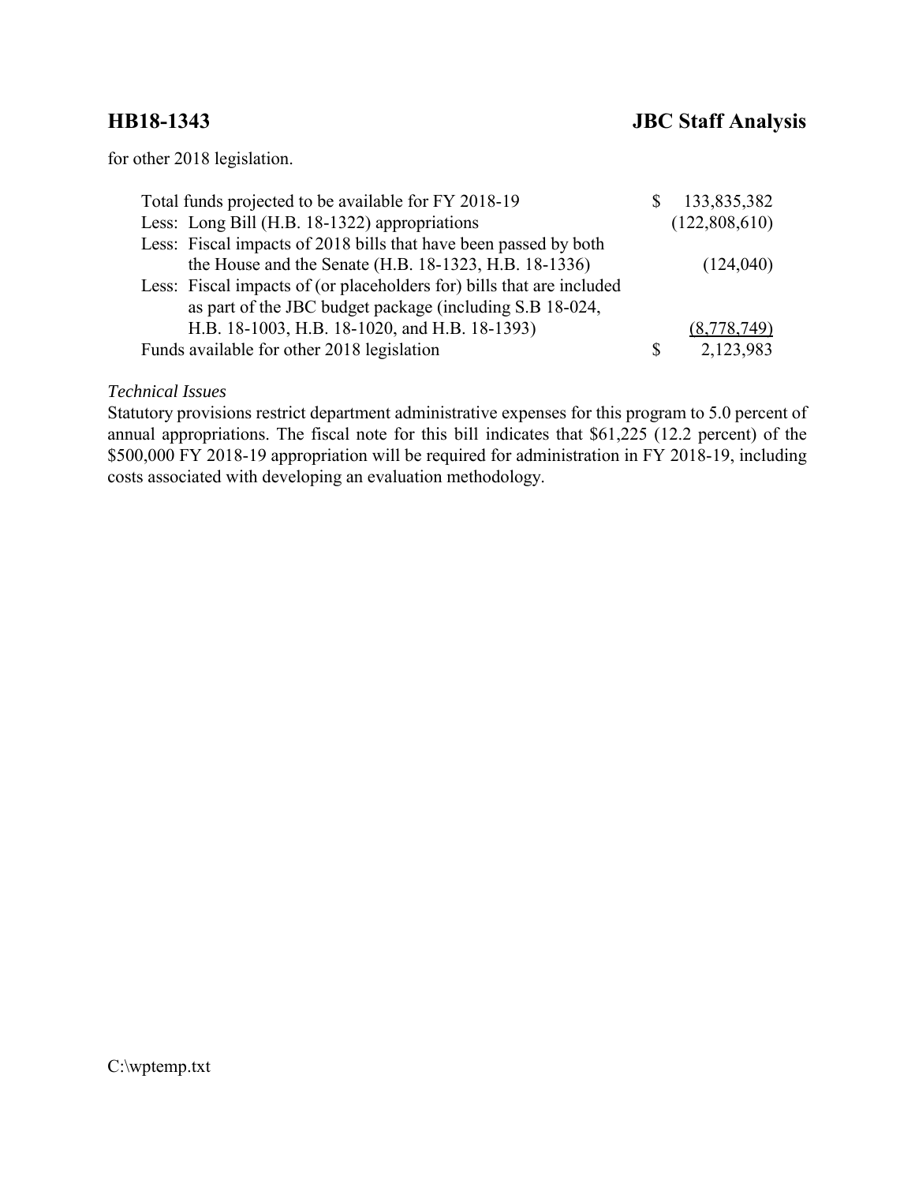for other 2018 legislation.

| | |
|---|---|
| Total funds projected to be available for FY 2018-19 | $ 133,835,382 |
| Less: Long Bill (H.B. 18-1322) appropriations | (122,808,610) |
| Less: Fiscal impacts of 2018 bills that have been passed by both the House and the Senate (H.B. 18-1323, H.B. 18-1336) | (124,040) |
| Less: Fiscal impacts of (or placeholders for) bills that are included as part of the JBC budget package (including S.B 18-024, H.B. 18-1003, H.B. 18-1020, and H.B. 18-1393) | (8,778,749) |
| Funds available for other 2018 legislation | $ 2,123,983 |

*Technical Issues*

Statutory provisions restrict department administrative expenses for this program to 5.0 percent of annual appropriations. The fiscal note for this bill indicates that $61,225 (12.2 percent) of the $500,000 FY 2018-19 appropriation will be required for administration in FY 2018-19, including costs associated with developing an evaluation methodology.

C:\wptemp.txt